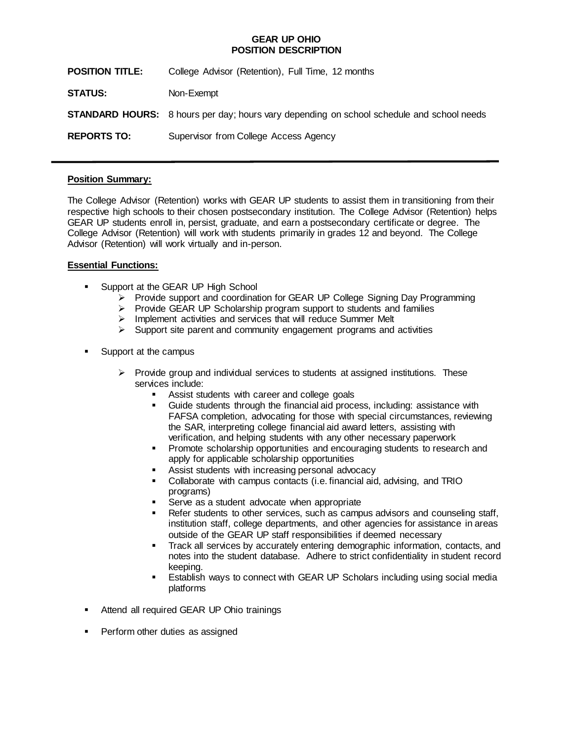# GEAR UP OHIO
## POSITION DESCRIPTION

**POSITION TITLE:** College Advisor (Retention), Full Time, 12 months

**STATUS:** Non-Exempt

**STANDARD HOURS:** 8 hours per day; hours vary depending on school schedule and school needs

**REPORTS TO:** Supervisor from College Access Agency

---

### Position Summary:

The College Advisor (Retention) works with GEAR UP students to assist them in transitioning from their respective high schools to their chosen postsecondary institution. The College Advisor (Retention) helps GEAR UP students enroll in, persist, graduate, and earn a postsecondary certificate or degree. The College Advisor (Retention) will work with students primarily in grades 12 and beyond. The College Advisor (Retention) will work virtually and in-person.

### Essential Functions:

- Support at the GEAR UP High School
  - Provide support and coordination for GEAR UP College Signing Day Programming
  - Provide GEAR UP Scholarship program support to students and families
  - Implement activities and services that will reduce Summer Melt
  - Support site parent and community engagement programs and activities

- Support at the campus
  - Provide group and individual services to students at assigned institutions. These services include:
    - Assist students with career and college goals
    - Guide students through the financial aid process, including: assistance with FAFSA completion, advocating for those with special circumstances, reviewing the SAR, interpreting college financial aid award letters, assisting with verification, and helping students with any other necessary paperwork
    - Promote scholarship opportunities and encouraging students to research and apply for applicable scholarship opportunities
    - Assist students with increasing personal advocacy
    - Collaborate with campus contacts (i.e. financial aid, advising, and TRIO programs)
    - Serve as a student advocate when appropriate
    - Refer students to other services, such as campus advisors and counseling staff, institution staff, college departments, and other agencies for assistance in areas outside of the GEAR UP staff responsibilities if deemed necessary
    - Track all services by accurately entering demographic information, contacts, and notes into the student database. Adhere to strict confidentiality in student record keeping.
    - Establish ways to connect with GEAR UP Scholars including using social media platforms

- Attend all required GEAR UP Ohio trainings

- Perform other duties as assigned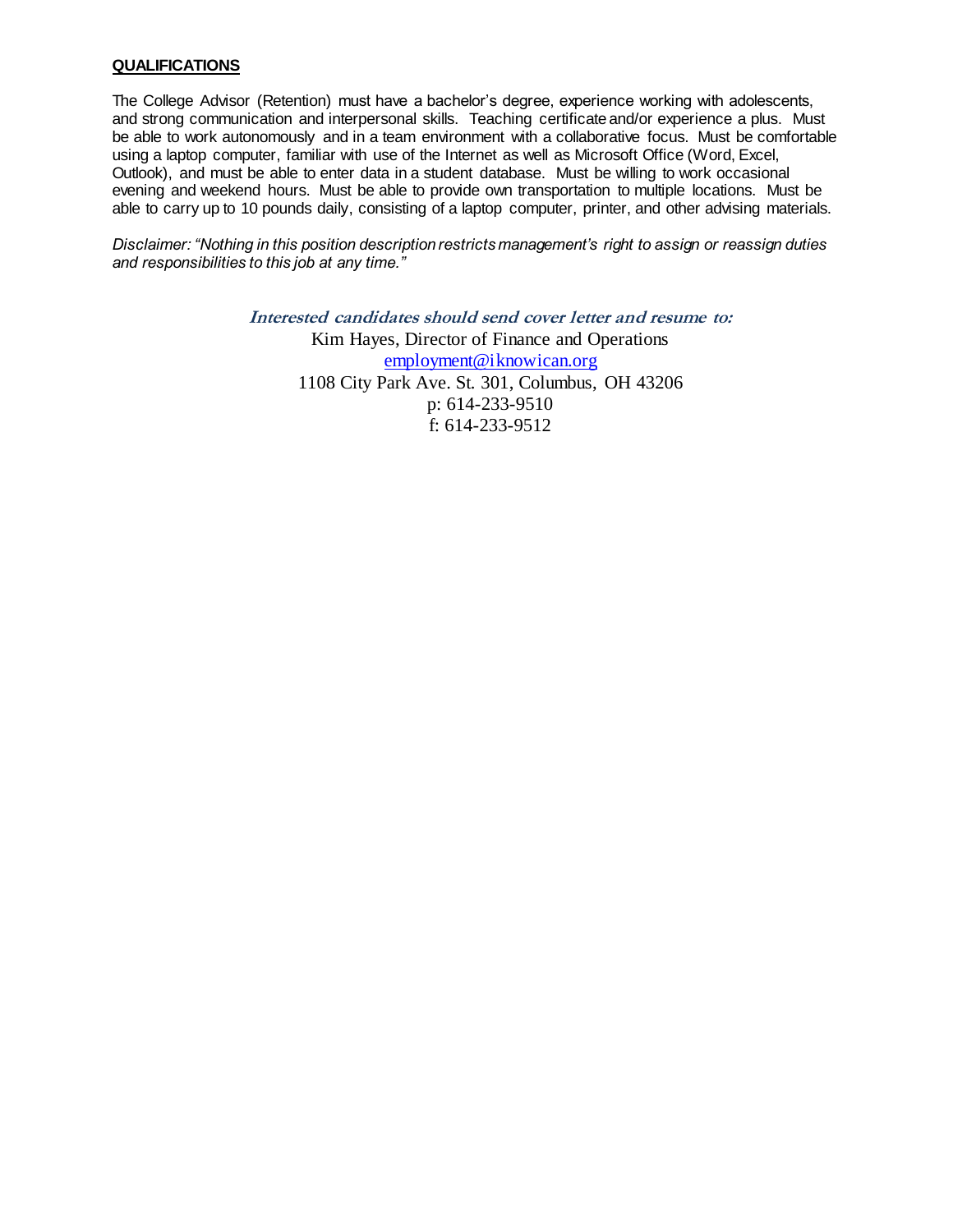## QUALIFICATIONS

The College Advisor (Retention) must have a bachelor's degree, experience working with adolescents, and strong communication and interpersonal skills. Teaching certificate and/or experience a plus. Must be able to work autonomously and in a team environment with a collaborative focus. Must be comfortable using a laptop computer, familiar with use of the Internet as well as Microsoft Office (Word, Excel, Outlook), and must be able to enter data in a student database. Must be willing to work occasional evening and weekend hours. Must be able to provide own transportation to multiple locations. Must be able to carry up to 10 pounds daily, consisting of a laptop computer, printer, and other advising materials.

*Disclaimer: "Nothing in this position description restricts management's right to assign or reassign duties and responsibilities to this job at any time."*

***Interested candidates should send cover letter and resume to:***

Kim Hayes, Director of Finance and Operations
employment@iknowican.org
1108 City Park Ave. St. 301, Columbus, OH 43206
p: 614-233-9510
f: 614-233-9512